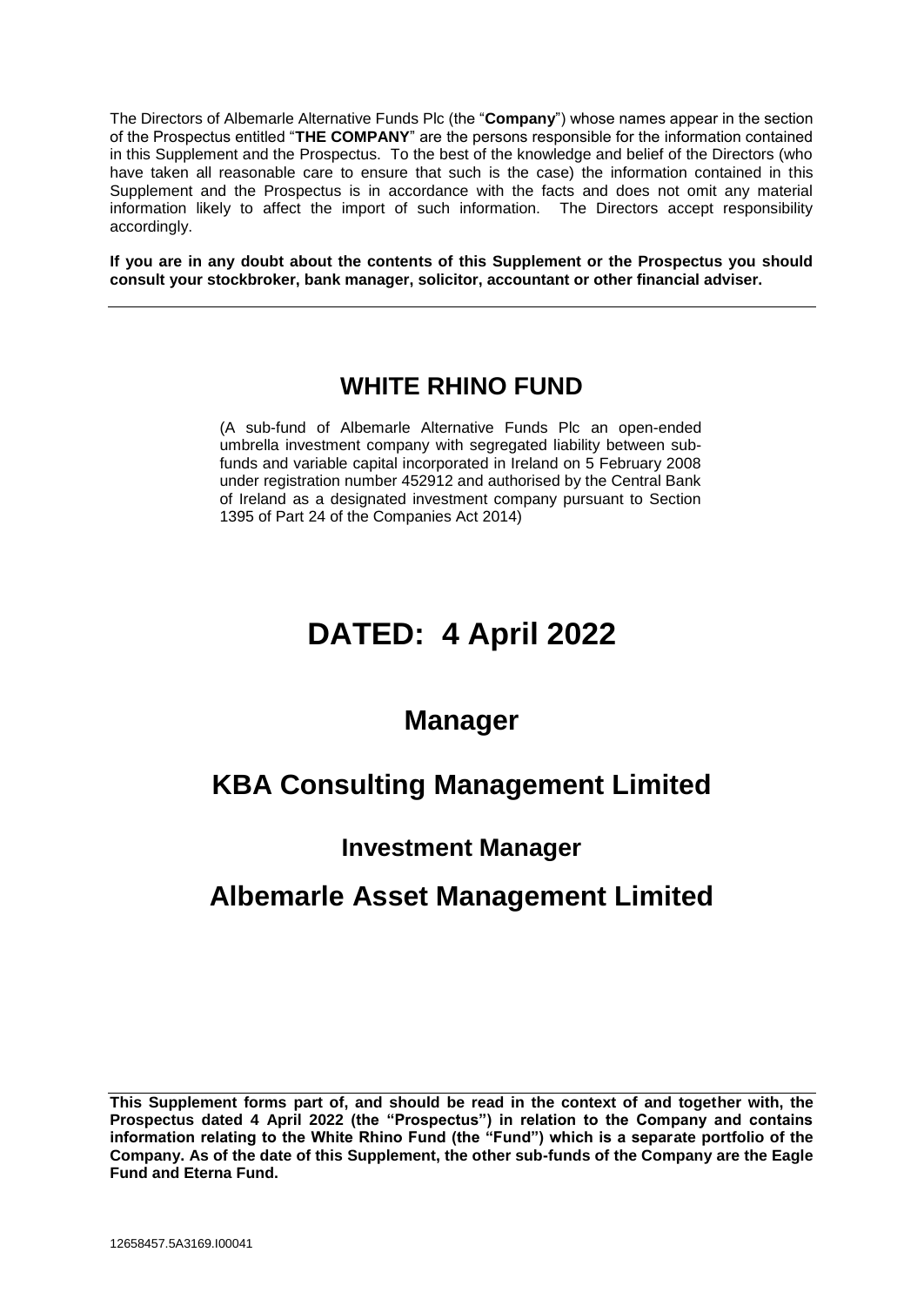The Directors of Albemarle Alternative Funds Plc (the "**Company**") whose names appear in the section of the Prospectus entitled "**THE COMPANY**" are the persons responsible for the information contained in this Supplement and the Prospectus. To the best of the knowledge and belief of the Directors (who have taken all reasonable care to ensure that such is the case) the information contained in this Supplement and the Prospectus is in accordance with the facts and does not omit any material information likely to affect the import of such information. The Directors accept responsibility accordingly.

**If you are in any doubt about the contents of this Supplement or the Prospectus you should consult your stockbroker, bank manager, solicitor, accountant or other financial adviser.**

---

# WHITE RHINO FUND

(A sub-fund of Albemarle Alternative Funds Plc an open-ended umbrella investment company with segregated liability between sub-funds and variable capital incorporated in Ireland on 5 February 2008 under registration number 452912 and authorised by the Central Bank of Ireland as a designated investment company pursuant to Section 1395 of Part 24 of the Companies Act 2014)

# DATED: 4 April 2022

## Manager

## KBA Consulting Management Limited

### Investment Manager

## Albemarle Asset Management Limited

---

**This Supplement forms part of, and should be read in the context of and together with, the Prospectus dated 4 April 2022 (the "Prospectus") in relation to the Company and contains information relating to the White Rhino Fund (the "Fund") which is a separate portfolio of the Company. As of the date of this Supplement, the other sub-funds of the Company are the Eagle Fund and Eterna Fund.**

12658457.5A3169.I00041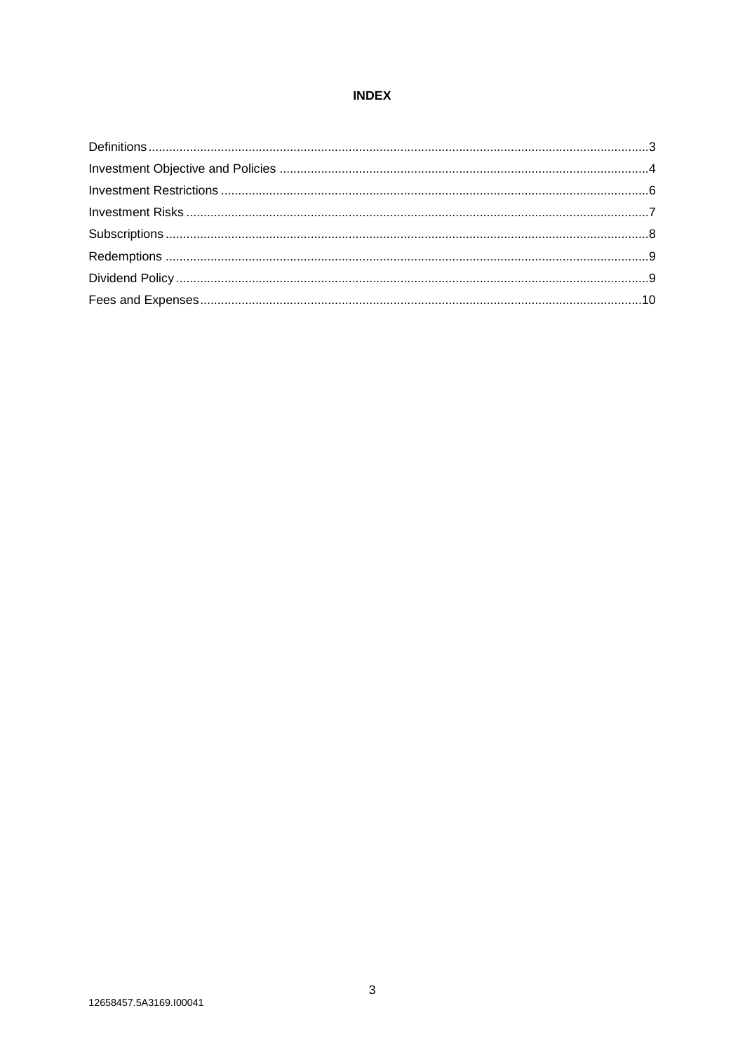# INDEX

Definitions ........................................................................................................................................ 3
Investment Objective and Policies ..................................................................................................... 4
Investment Restrictions ..................................................................................................................... 6
Investment Risks ............................................................................................................................... 7
Subscriptions ..................................................................................................................................... 8
Redemptions ..................................................................................................................................... 9
Dividend Policy .................................................................................................................................. 9
Fees and Expenses .......................................................................................................................... 10

12658457.5A3169.I00041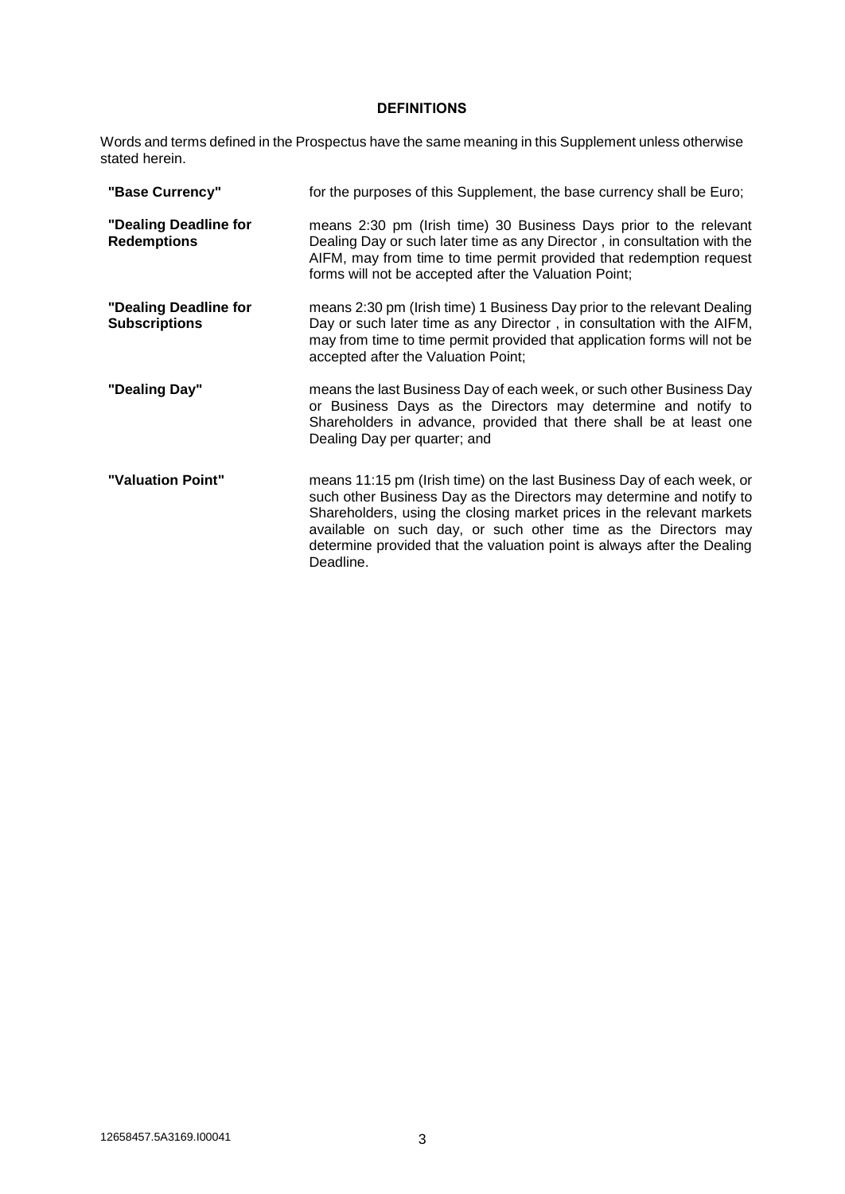## DEFINITIONS

Words and terms defined in the Prospectus have the same meaning in this Supplement unless otherwise stated herein.

| | |
|---|---|
| **"Base Currency"** | for the purposes of this Supplement, the base currency shall be Euro; |
| **"Dealing Deadline for Redemptions** | means 2:30 pm (Irish time) 30 Business Days prior to the relevant Dealing Day or such later time as any Director , in consultation with the AIFM, may from time to time permit provided that redemption request forms will not be accepted after the Valuation Point; |
| **"Dealing Deadline for Subscriptions** | means 2:30 pm (Irish time) 1 Business Day prior to the relevant Dealing Day or such later time as any Director , in consultation with the AIFM, may from time to time permit provided that application forms will not be accepted after the Valuation Point; |
| **"Dealing Day"** | means the last Business Day of each week, or such other Business Day or Business Days as the Directors may determine and notify to Shareholders in advance, provided that there shall be at least one Dealing Day per quarter; and |
| **"Valuation Point"** | means 11:15 pm (Irish time) on the last Business Day of each week, or such other Business Day as the Directors may determine and notify to Shareholders, using the closing market prices in the relevant markets available on such day, or such other time as the Directors may determine provided that the valuation point is always after the Dealing Deadline. |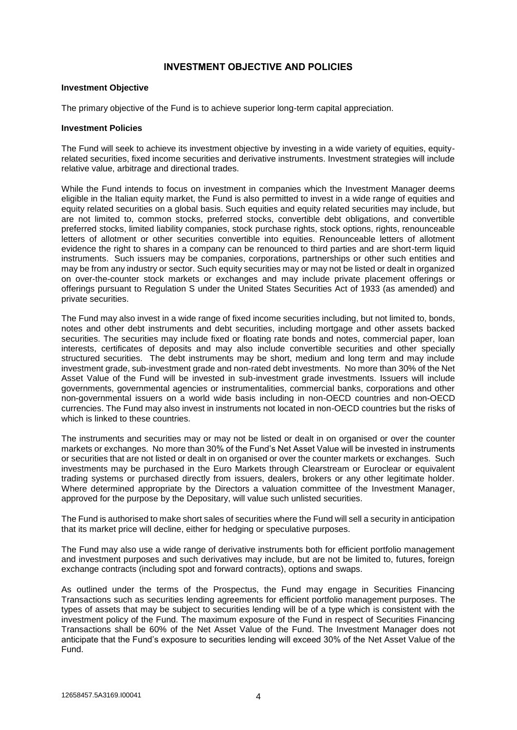## INVESTMENT OBJECTIVE AND POLICIES

### Investment Objective

The primary objective of the Fund is to achieve superior long-term capital appreciation.

### Investment Policies

The Fund will seek to achieve its investment objective by investing in a wide variety of equities, equity-related securities, fixed income securities and derivative instruments. Investment strategies will include relative value, arbitrage and directional trades.

While the Fund intends to focus on investment in companies which the Investment Manager deems eligible in the Italian equity market, the Fund is also permitted to invest in a wide range of equities and equity related securities on a global basis. Such equities and equity related securities may include, but are not limited to, common stocks, preferred stocks, convertible debt obligations, and convertible preferred stocks, limited liability companies, stock purchase rights, stock options, rights, renounceable letters of allotment or other securities convertible into equities. Renounceable letters of allotment evidence the right to shares in a company can be renounced to third parties and are short-term liquid instruments. Such issuers may be companies, corporations, partnerships or other such entities and may be from any industry or sector. Such equity securities may or may not be listed or dealt in organized on over-the-counter stock markets or exchanges and may include private placement offerings or offerings pursuant to Regulation S under the United States Securities Act of 1933 (as amended) and private securities.

The Fund may also invest in a wide range of fixed income securities including, but not limited to, bonds, notes and other debt instruments and debt securities, including mortgage and other assets backed securities. The securities may include fixed or floating rate bonds and notes, commercial paper, loan interests, certificates of deposits and may also include convertible securities and other specially structured securities. The debt instruments may be short, medium and long term and may include investment grade, sub-investment grade and non-rated debt investments. No more than 30% of the Net Asset Value of the Fund will be invested in sub-investment grade investments. Issuers will include governments, governmental agencies or instrumentalities, commercial banks, corporations and other non-governmental issuers on a world wide basis including in non-OECD countries and non-OECD currencies. The Fund may also invest in instruments not located in non-OECD countries but the risks of which is linked to these countries.

The instruments and securities may or may not be listed or dealt in on organised or over the counter markets or exchanges. No more than 30% of the Fund's Net Asset Value will be invested in instruments or securities that are not listed or dealt in on organised or over the counter markets or exchanges. Such investments may be purchased in the Euro Markets through Clearstream or Euroclear or equivalent trading systems or purchased directly from issuers, dealers, brokers or any other legitimate holder. Where determined appropriate by the Directors a valuation committee of the Investment Manager, approved for the purpose by the Depositary, will value such unlisted securities.

The Fund is authorised to make short sales of securities where the Fund will sell a security in anticipation that its market price will decline, either for hedging or speculative purposes.

The Fund may also use a wide range of derivative instruments both for efficient portfolio management and investment purposes and such derivatives may include, but are not be limited to, futures, foreign exchange contracts (including spot and forward contracts), options and swaps.

As outlined under the terms of the Prospectus, the Fund may engage in Securities Financing Transactions such as securities lending agreements for efficient portfolio management purposes. The types of assets that may be subject to securities lending will be of a type which is consistent with the investment policy of the Fund. The maximum exposure of the Fund in respect of Securities Financing Transactions shall be 60% of the Net Asset Value of the Fund. The Investment Manager does not anticipate that the Fund's exposure to securities lending will exceed 30% of the Net Asset Value of the Fund.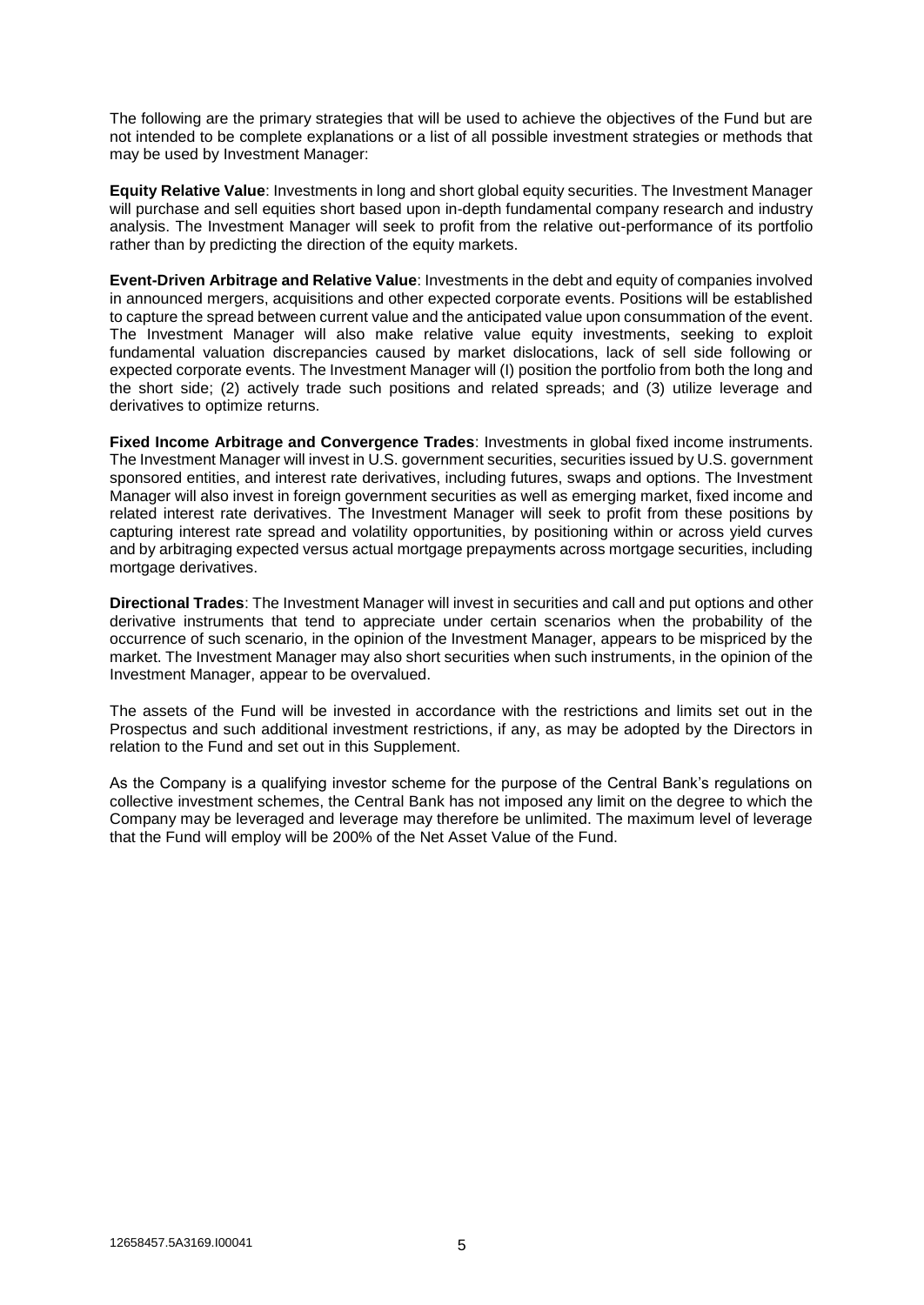The following are the primary strategies that will be used to achieve the objectives of the Fund but are not intended to be complete explanations or a list of all possible investment strategies or methods that may be used by Investment Manager:

**Equity Relative Value**: Investments in long and short global equity securities. The Investment Manager will purchase and sell equities short based upon in-depth fundamental company research and industry analysis. The Investment Manager will seek to profit from the relative out-performance of its portfolio rather than by predicting the direction of the equity markets.

**Event-Driven Arbitrage and Relative Value**: Investments in the debt and equity of companies involved in announced mergers, acquisitions and other expected corporate events. Positions will be established to capture the spread between current value and the anticipated value upon consummation of the event. The Investment Manager will also make relative value equity investments, seeking to exploit fundamental valuation discrepancies caused by market dislocations, lack of sell side following or expected corporate events. The Investment Manager will (I) position the portfolio from both the long and the short side; (2) actively trade such positions and related spreads; and (3) utilize leverage and derivatives to optimize returns.

**Fixed Income Arbitrage and Convergence Trades**: Investments in global fixed income instruments. The Investment Manager will invest in U.S. government securities, securities issued by U.S. government sponsored entities, and interest rate derivatives, including futures, swaps and options. The Investment Manager will also invest in foreign government securities as well as emerging market, fixed income and related interest rate derivatives. The Investment Manager will seek to profit from these positions by capturing interest rate spread and volatility opportunities, by positioning within or across yield curves and by arbitraging expected versus actual mortgage prepayments across mortgage securities, including mortgage derivatives.

**Directional Trades**: The Investment Manager will invest in securities and call and put options and other derivative instruments that tend to appreciate under certain scenarios when the probability of the occurrence of such scenario, in the opinion of the Investment Manager, appears to be mispriced by the market. The Investment Manager may also short securities when such instruments, in the opinion of the Investment Manager, appear to be overvalued.

The assets of the Fund will be invested in accordance with the restrictions and limits set out in the Prospectus and such additional investment restrictions, if any, as may be adopted by the Directors in relation to the Fund and set out in this Supplement.

As the Company is a qualifying investor scheme for the purpose of the Central Bank's regulations on collective investment schemes, the Central Bank has not imposed any limit on the degree to which the Company may be leveraged and leverage may therefore be unlimited. The maximum level of leverage that the Fund will employ will be 200% of the Net Asset Value of the Fund.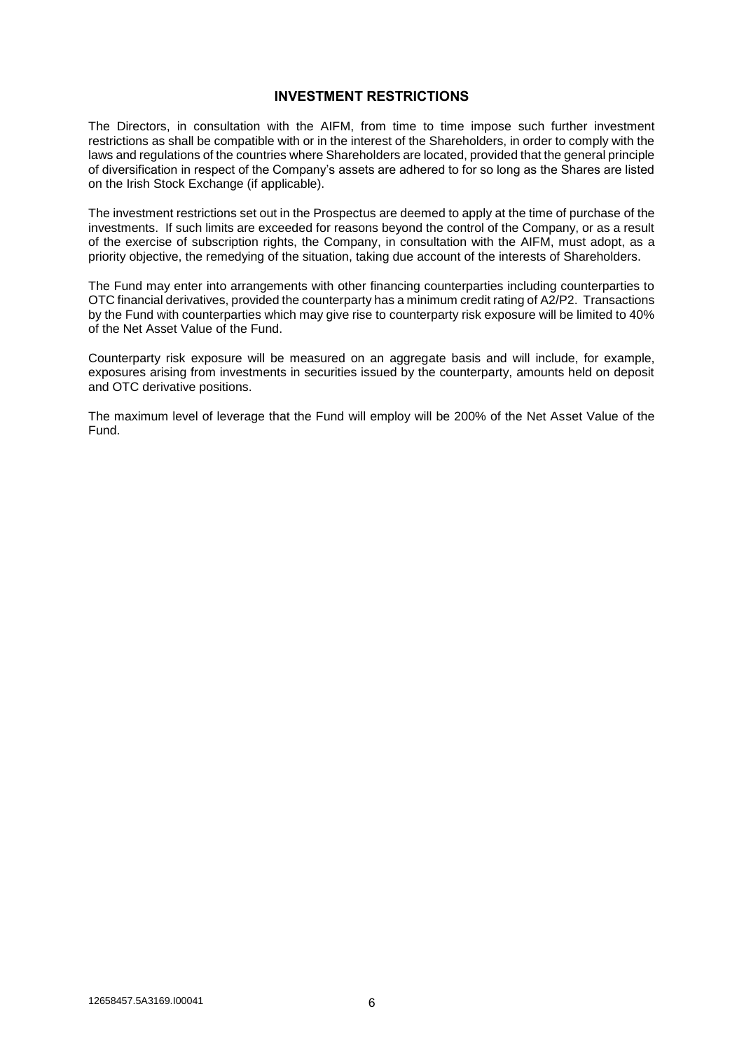## INVESTMENT RESTRICTIONS

The Directors, in consultation with the AIFM, from time to time impose such further investment restrictions as shall be compatible with or in the interest of the Shareholders, in order to comply with the laws and regulations of the countries where Shareholders are located, provided that the general principle of diversification in respect of the Company's assets are adhered to for so long as the Shares are listed on the Irish Stock Exchange (if applicable).

The investment restrictions set out in the Prospectus are deemed to apply at the time of purchase of the investments. If such limits are exceeded for reasons beyond the control of the Company, or as a result of the exercise of subscription rights, the Company, in consultation with the AIFM, must adopt, as a priority objective, the remedying of the situation, taking due account of the interests of Shareholders.

The Fund may enter into arrangements with other financing counterparties including counterparties to OTC financial derivatives, provided the counterparty has a minimum credit rating of A2/P2. Transactions by the Fund with counterparties which may give rise to counterparty risk exposure will be limited to 40% of the Net Asset Value of the Fund.

Counterparty risk exposure will be measured on an aggregate basis and will include, for example, exposures arising from investments in securities issued by the counterparty, amounts held on deposit and OTC derivative positions.

The maximum level of leverage that the Fund will employ will be 200% of the Net Asset Value of the Fund.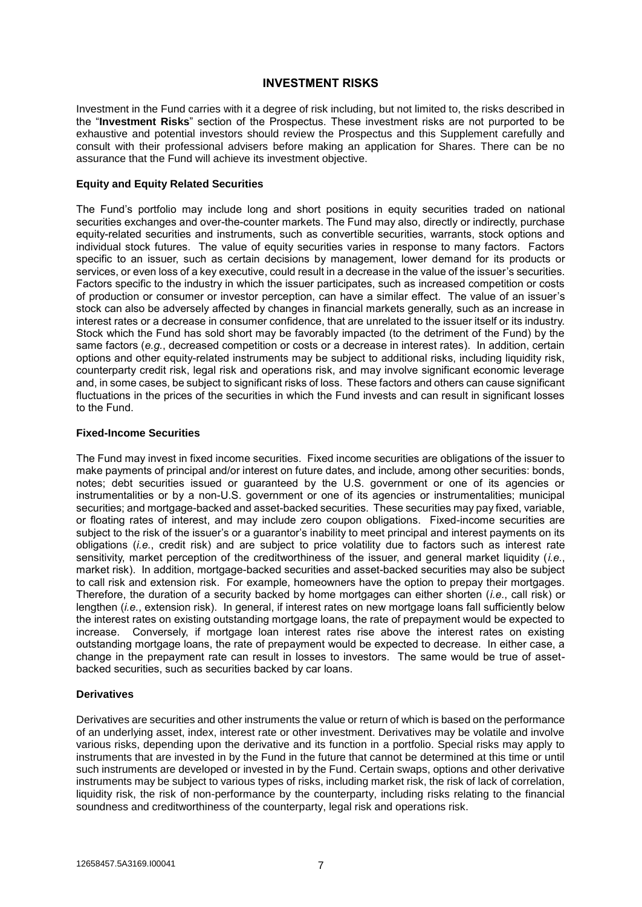## INVESTMENT RISKS

Investment in the Fund carries with it a degree of risk including, but not limited to, the risks described in the "**Investment Risks**" section of the Prospectus. These investment risks are not purported to be exhaustive and potential investors should review the Prospectus and this Supplement carefully and consult with their professional advisers before making an application for Shares. There can be no assurance that the Fund will achieve its investment objective.

### Equity and Equity Related Securities

The Fund's portfolio may include long and short positions in equity securities traded on national securities exchanges and over-the-counter markets. The Fund may also, directly or indirectly, purchase equity-related securities and instruments, such as convertible securities, warrants, stock options and individual stock futures. The value of equity securities varies in response to many factors. Factors specific to an issuer, such as certain decisions by management, lower demand for its products or services, or even loss of a key executive, could result in a decrease in the value of the issuer's securities. Factors specific to the industry in which the issuer participates, such as increased competition or costs of production or consumer or investor perception, can have a similar effect. The value of an issuer's stock can also be adversely affected by changes in financial markets generally, such as an increase in interest rates or a decrease in consumer confidence, that are unrelated to the issuer itself or its industry. Stock which the Fund has sold short may be favorably impacted (to the detriment of the Fund) by the same factors (*e.g.*, decreased competition or costs or a decrease in interest rates). In addition, certain options and other equity-related instruments may be subject to additional risks, including liquidity risk, counterparty credit risk, legal risk and operations risk, and may involve significant economic leverage and, in some cases, be subject to significant risks of loss. These factors and others can cause significant fluctuations in the prices of the securities in which the Fund invests and can result in significant losses to the Fund.

### Fixed-Income Securities

The Fund may invest in fixed income securities. Fixed income securities are obligations of the issuer to make payments of principal and/or interest on future dates, and include, among other securities: bonds, notes; debt securities issued or guaranteed by the U.S. government or one of its agencies or instrumentalities or by a non-U.S. government or one of its agencies or instrumentalities; municipal securities; and mortgage-backed and asset-backed securities. These securities may pay fixed, variable, or floating rates of interest, and may include zero coupon obligations. Fixed-income securities are subject to the risk of the issuer's or a guarantor's inability to meet principal and interest payments on its obligations (*i.e.*, credit risk) and are subject to price volatility due to factors such as interest rate sensitivity, market perception of the creditworthiness of the issuer, and general market liquidity (*i.e.*, market risk). In addition, mortgage-backed securities and asset-backed securities may also be subject to call risk and extension risk. For example, homeowners have the option to prepay their mortgages. Therefore, the duration of a security backed by home mortgages can either shorten (*i.e.*, call risk) or lengthen (*i.e.*, extension risk). In general, if interest rates on new mortgage loans fall sufficiently below the interest rates on existing outstanding mortgage loans, the rate of prepayment would be expected to increase. Conversely, if mortgage loan interest rates rise above the interest rates on existing outstanding mortgage loans, the rate of prepayment would be expected to decrease. In either case, a change in the prepayment rate can result in losses to investors. The same would be true of asset-backed securities, such as securities backed by car loans.

### Derivatives

Derivatives are securities and other instruments the value or return of which is based on the performance of an underlying asset, index, interest rate or other investment. Derivatives may be volatile and involve various risks, depending upon the derivative and its function in a portfolio. Special risks may apply to instruments that are invested in by the Fund in the future that cannot be determined at this time or until such instruments are developed or invested in by the Fund. Certain swaps, options and other derivative instruments may be subject to various types of risks, including market risk, the risk of lack of correlation, liquidity risk, the risk of non-performance by the counterparty, including risks relating to the financial soundness and creditworthiness of the counterparty, legal risk and operations risk.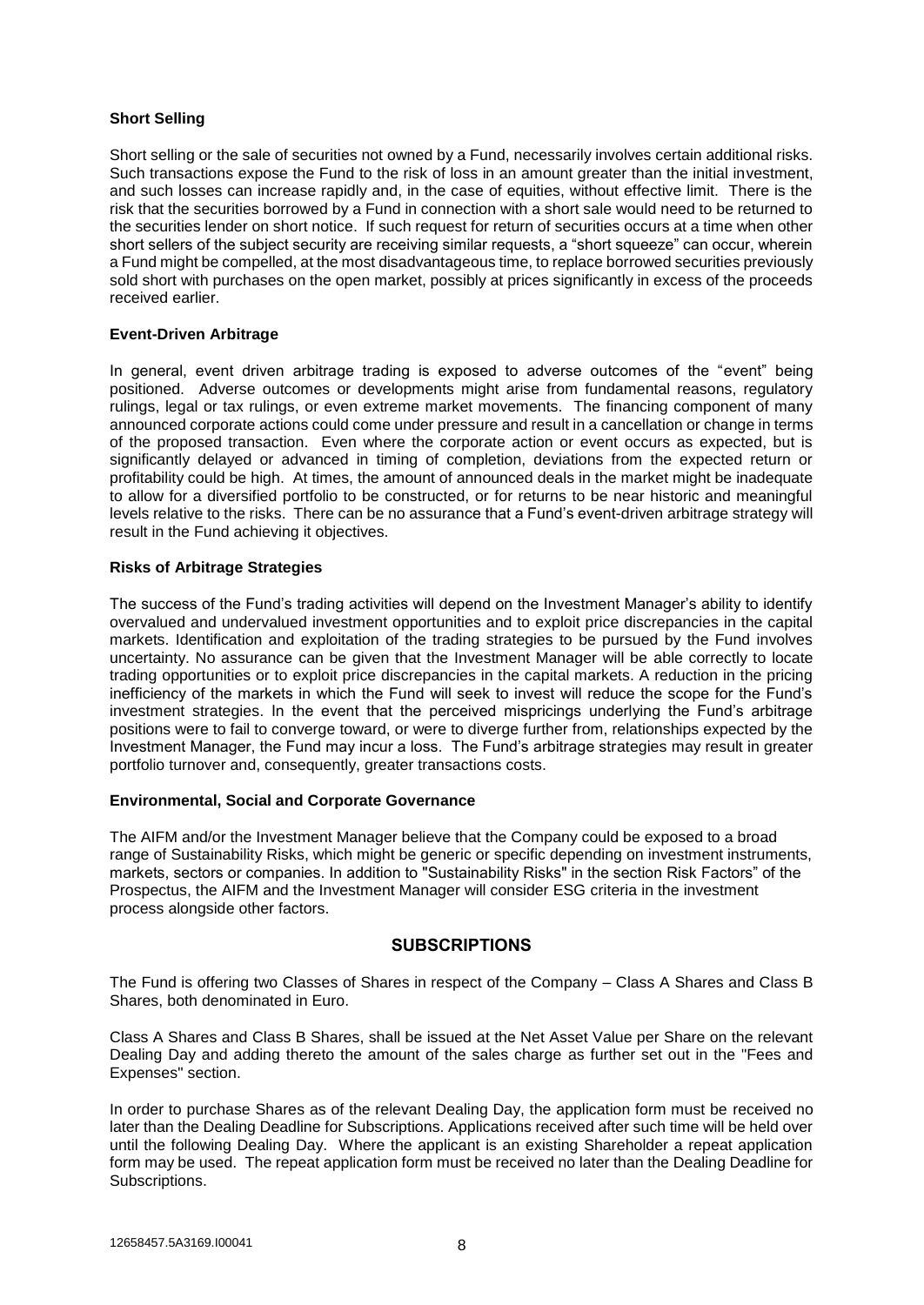**Short Selling**

Short selling or the sale of securities not owned by a Fund, necessarily involves certain additional risks. Such transactions expose the Fund to the risk of loss in an amount greater than the initial investment, and such losses can increase rapidly and, in the case of equities, without effective limit. There is the risk that the securities borrowed by a Fund in connection with a short sale would need to be returned to the securities lender on short notice. If such request for return of securities occurs at a time when other short sellers of the subject security are receiving similar requests, a "short squeeze" can occur, wherein a Fund might be compelled, at the most disadvantageous time, to replace borrowed securities previously sold short with purchases on the open market, possibly at prices significantly in excess of the proceeds received earlier.

**Event-Driven Arbitrage**

In general, event driven arbitrage trading is exposed to adverse outcomes of the "event" being positioned. Adverse outcomes or developments might arise from fundamental reasons, regulatory rulings, legal or tax rulings, or even extreme market movements. The financing component of many announced corporate actions could come under pressure and result in a cancellation or change in terms of the proposed transaction. Even where the corporate action or event occurs as expected, but is significantly delayed or advanced in timing of completion, deviations from the expected return or profitability could be high. At times, the amount of announced deals in the market might be inadequate to allow for a diversified portfolio to be constructed, or for returns to be near historic and meaningful levels relative to the risks. There can be no assurance that a Fund's event-driven arbitrage strategy will result in the Fund achieving it objectives.

**Risks of Arbitrage Strategies**

The success of the Fund's trading activities will depend on the Investment Manager's ability to identify overvalued and undervalued investment opportunities and to exploit price discrepancies in the capital markets. Identification and exploitation of the trading strategies to be pursued by the Fund involves uncertainty. No assurance can be given that the Investment Manager will be able correctly to locate trading opportunities or to exploit price discrepancies in the capital markets. A reduction in the pricing inefficiency of the markets in which the Fund will seek to invest will reduce the scope for the Fund's investment strategies. In the event that the perceived mispricings underlying the Fund's arbitrage positions were to fail to converge toward, or were to diverge further from, relationships expected by the Investment Manager, the Fund may incur a loss. The Fund's arbitrage strategies may result in greater portfolio turnover and, consequently, greater transactions costs.

**Environmental, Social and Corporate Governance**

The AIFM and/or the Investment Manager believe that the Company could be exposed to a broad range of Sustainability Risks, which might be generic or specific depending on investment instruments, markets, sectors or companies. In addition to "Sustainability Risks" in the section Risk Factors" of the Prospectus, the AIFM and the Investment Manager will consider ESG criteria in the investment process alongside other factors.

## SUBSCRIPTIONS

The Fund is offering two Classes of Shares in respect of the Company – Class A Shares and Class B Shares, both denominated in Euro.

Class A Shares and Class B Shares, shall be issued at the Net Asset Value per Share on the relevant Dealing Day and adding thereto the amount of the sales charge as further set out in the "Fees and Expenses" section.

In order to purchase Shares as of the relevant Dealing Day, the application form must be received no later than the Dealing Deadline for Subscriptions. Applications received after such time will be held over until the following Dealing Day. Where the applicant is an existing Shareholder a repeat application form may be used. The repeat application form must be received no later than the Dealing Deadline for Subscriptions.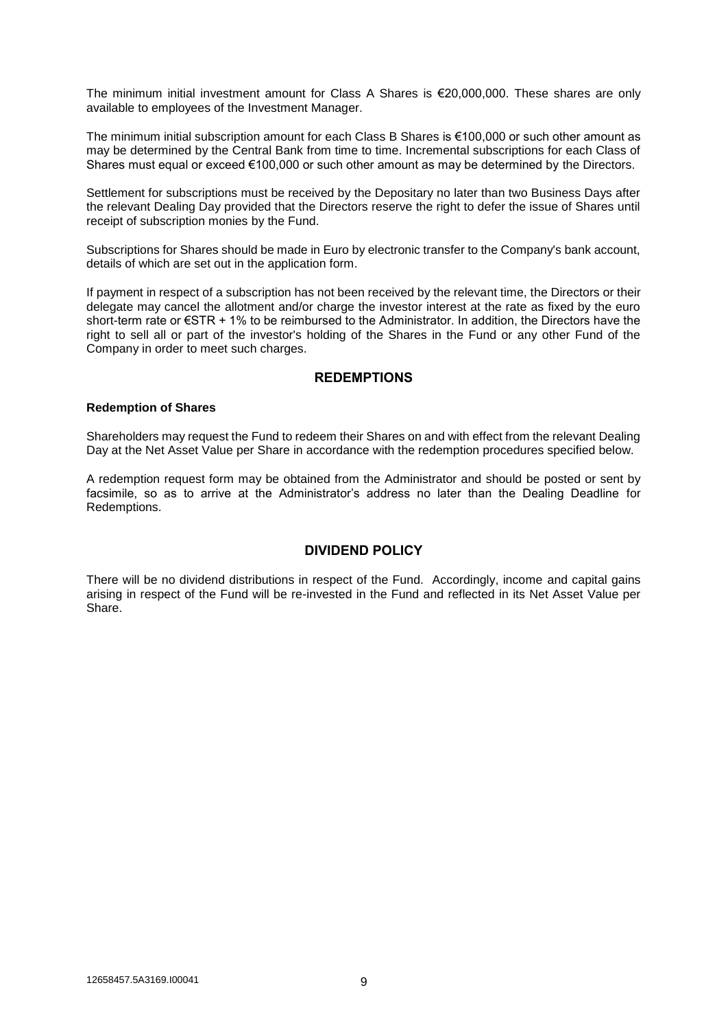The minimum initial investment amount for Class A Shares is €20,000,000. These shares are only available to employees of the Investment Manager.

The minimum initial subscription amount for each Class B Shares is €100,000 or such other amount as may be determined by the Central Bank from time to time. Incremental subscriptions for each Class of Shares must equal or exceed €100,000 or such other amount as may be determined by the Directors.

Settlement for subscriptions must be received by the Depositary no later than two Business Days after the relevant Dealing Day provided that the Directors reserve the right to defer the issue of Shares until receipt of subscription monies by the Fund.

Subscriptions for Shares should be made in Euro by electronic transfer to the Company's bank account, details of which are set out in the application form.

If payment in respect of a subscription has not been received by the relevant time, the Directors or their delegate may cancel the allotment and/or charge the investor interest at the rate as fixed by the euro short-term rate or €STR + 1% to be reimbursed to the Administrator. In addition, the Directors have the right to sell all or part of the investor's holding of the Shares in the Fund or any other Fund of the Company in order to meet such charges.

## REDEMPTIONS

**Redemption of Shares**

Shareholders may request the Fund to redeem their Shares on and with effect from the relevant Dealing Day at the Net Asset Value per Share in accordance with the redemption procedures specified below.

A redemption request form may be obtained from the Administrator and should be posted or sent by facsimile, so as to arrive at the Administrator's address no later than the Dealing Deadline for Redemptions.

## DIVIDEND POLICY

There will be no dividend distributions in respect of the Fund. Accordingly, income and capital gains arising in respect of the Fund will be re-invested in the Fund and reflected in its Net Asset Value per Share.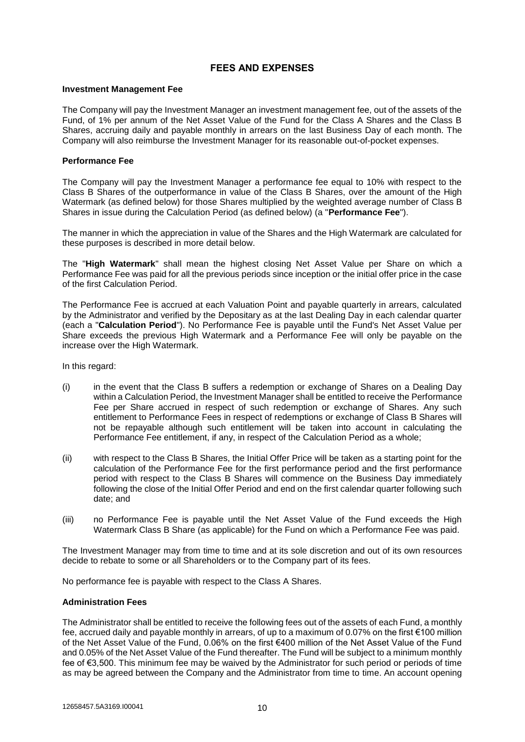## FEES AND EXPENSES

### Investment Management Fee

The Company will pay the Investment Manager an investment management fee, out of the assets of the Fund, of 1% per annum of the Net Asset Value of the Fund for the Class A Shares and the Class B Shares, accruing daily and payable monthly in arrears on the last Business Day of each month. The Company will also reimburse the Investment Manager for its reasonable out-of-pocket expenses.

### Performance Fee

The Company will pay the Investment Manager a performance fee equal to 10% with respect to the Class B Shares of the outperformance in value of the Class B Shares, over the amount of the High Watermark (as defined below) for those Shares multiplied by the weighted average number of Class B Shares in issue during the Calculation Period (as defined below) (a "**Performance Fee**").

The manner in which the appreciation in value of the Shares and the High Watermark are calculated for these purposes is described in more detail below.

The "**High Watermark**" shall mean the highest closing Net Asset Value per Share on which a Performance Fee was paid for all the previous periods since inception or the initial offer price in the case of the first Calculation Period.

The Performance Fee is accrued at each Valuation Point and payable quarterly in arrears, calculated by the Administrator and verified by the Depositary as at the last Dealing Day in each calendar quarter (each a "**Calculation Period**"). No Performance Fee is payable until the Fund's Net Asset Value per Share exceeds the previous High Watermark and a Performance Fee will only be payable on the increase over the High Watermark.

In this regard:

(i) in the event that the Class B suffers a redemption or exchange of Shares on a Dealing Day within a Calculation Period, the Investment Manager shall be entitled to receive the Performance Fee per Share accrued in respect of such redemption or exchange of Shares. Any such entitlement to Performance Fees in respect of redemptions or exchange of Class B Shares will not be repayable although such entitlement will be taken into account in calculating the Performance Fee entitlement, if any, in respect of the Calculation Period as a whole;

(ii) with respect to the Class B Shares, the Initial Offer Price will be taken as a starting point for the calculation of the Performance Fee for the first performance period and the first performance period with respect to the Class B Shares will commence on the Business Day immediately following the close of the Initial Offer Period and end on the first calendar quarter following such date; and

(iii) no Performance Fee is payable until the Net Asset Value of the Fund exceeds the High Watermark Class B Share (as applicable) for the Fund on which a Performance Fee was paid.

The Investment Manager may from time to time and at its sole discretion and out of its own resources decide to rebate to some or all Shareholders or to the Company part of its fees.

No performance fee is payable with respect to the Class A Shares.

### Administration Fees

The Administrator shall be entitled to receive the following fees out of the assets of each Fund, a monthly fee, accrued daily and payable monthly in arrears, of up to a maximum of 0.07% on the first €100 million of the Net Asset Value of the Fund, 0.06% on the first €400 million of the Net Asset Value of the Fund and 0.05% of the Net Asset Value of the Fund thereafter. The Fund will be subject to a minimum monthly fee of €3,500. This minimum fee may be waived by the Administrator for such period or periods of time as may be agreed between the Company and the Administrator from time to time. An account opening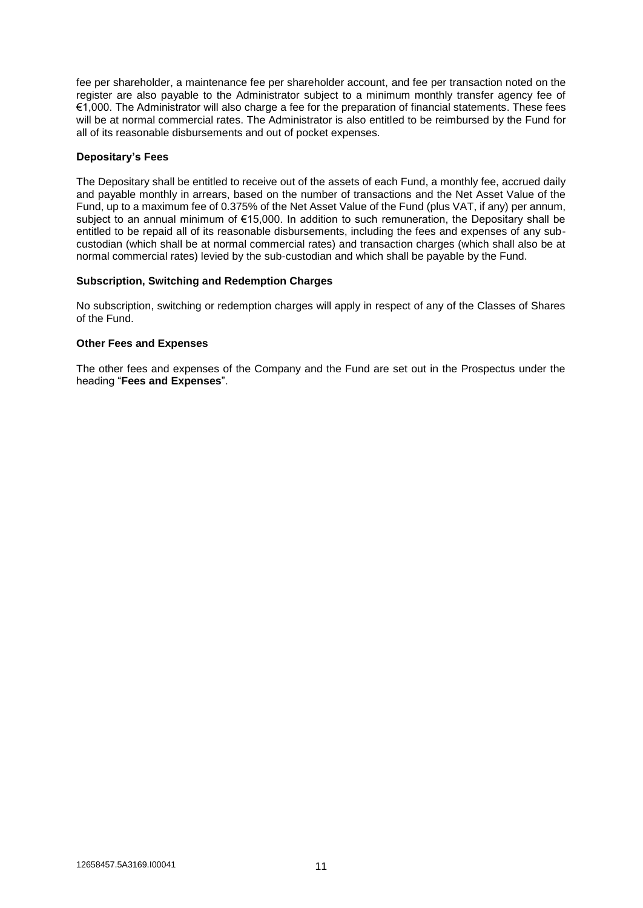fee per shareholder, a maintenance fee per shareholder account, and fee per transaction noted on the register are also payable to the Administrator subject to a minimum monthly transfer agency fee of €1,000. The Administrator will also charge a fee for the preparation of financial statements. These fees will be at normal commercial rates. The Administrator is also entitled to be reimbursed by the Fund for all of its reasonable disbursements and out of pocket expenses.

**Depositary's Fees**

The Depositary shall be entitled to receive out of the assets of each Fund, a monthly fee, accrued daily and payable monthly in arrears, based on the number of transactions and the Net Asset Value of the Fund, up to a maximum fee of 0.375% of the Net Asset Value of the Fund (plus VAT, if any) per annum, subject to an annual minimum of €15,000. In addition to such remuneration, the Depositary shall be entitled to be repaid all of its reasonable disbursements, including the fees and expenses of any sub-custodian (which shall be at normal commercial rates) and transaction charges (which shall also be at normal commercial rates) levied by the sub-custodian and which shall be payable by the Fund.

**Subscription, Switching and Redemption Charges**

No subscription, switching or redemption charges will apply in respect of any of the Classes of Shares of the Fund.

**Other Fees and Expenses**

The other fees and expenses of the Company and the Fund are set out in the Prospectus under the heading "**Fees and Expenses**".